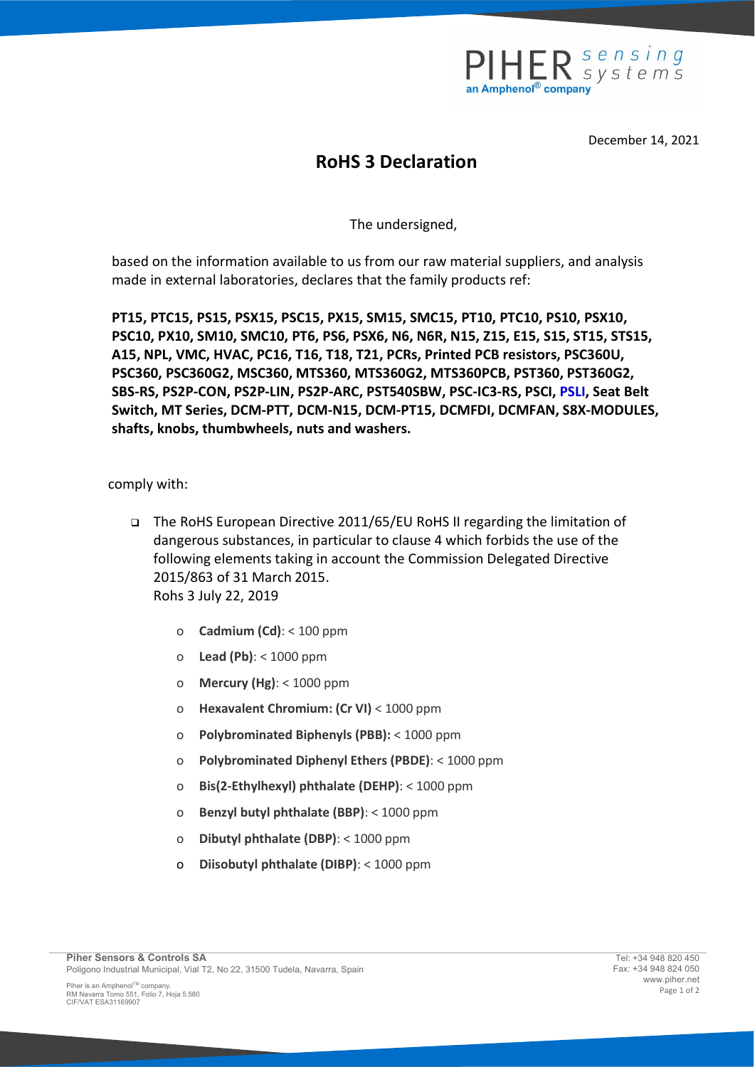December 14, 2021

# RoHS 3 Declaration

The undersigned,

based on the information available to us from our raw material suppliers, and analysis made in external laboratories, declares that the family products ref:

**PT15, PTC15, PS15, PSX15, PSC15, PX15, SM15, SMC15, PT10, PTC10, PS10, PSX10, PSC10, PX10, SM10, SMC10, PT6, PS6, PSX6, N6, N6R, N15, Z15, E15, S15, ST15, STS15, A15, NPL, VMC, HVAC, PC16, T16, T18, T21, PCRs, Printed PCB resistors, PSC360U, PSC360, PSC360G2, MSC360, MTS360, MTS360G2, MTS360PCB, PST360, PST360G2, SBS-RS, PS2P-CON, PS2P-LIN, PS2P-ARC, PST540SBW, PSC-IC3-RS, PSCI, PSLI, Seat Belt Switch, MT Series, DCM-PTT, DCM-N15, DCM-PT15, DCMFDI, DCMFAN, S8X-MODULES, shafts, knobs, thumbwheels, nuts and washers.**

comply with:

- The RoHS European Directive 2011/65/EU RoHS II regarding the limitation of dangerous substances, in particular to clause 4 which forbids the use of the following elements taking in account the Commission Delegated Directive 2015/863 of 31 March 2015.
  Rohs 3 July 22, 2019
  - **Cadmium (Cd)**: < 100 ppm
  - **Lead (Pb)**: < 1000 ppm
  - **Mercury (Hg)**: < 1000 ppm
  - **Hexavalent Chromium: (Cr VI)** < 1000 ppm
  - **Polybrominated Biphenyls (PBB):** < 1000 ppm
  - **Polybrominated Diphenyl Ethers (PBDE)**: < 1000 ppm
  - **Bis(2-Ethylhexyl) phthalate (DEHP)**: < 1000 ppm
  - **Benzyl butyl phthalate (BBP)**: < 1000 ppm
  - **Dibutyl phthalate (DBP)**: < 1000 ppm
  - **Diisobutyl phthalate (DIBP)**: < 1000 ppm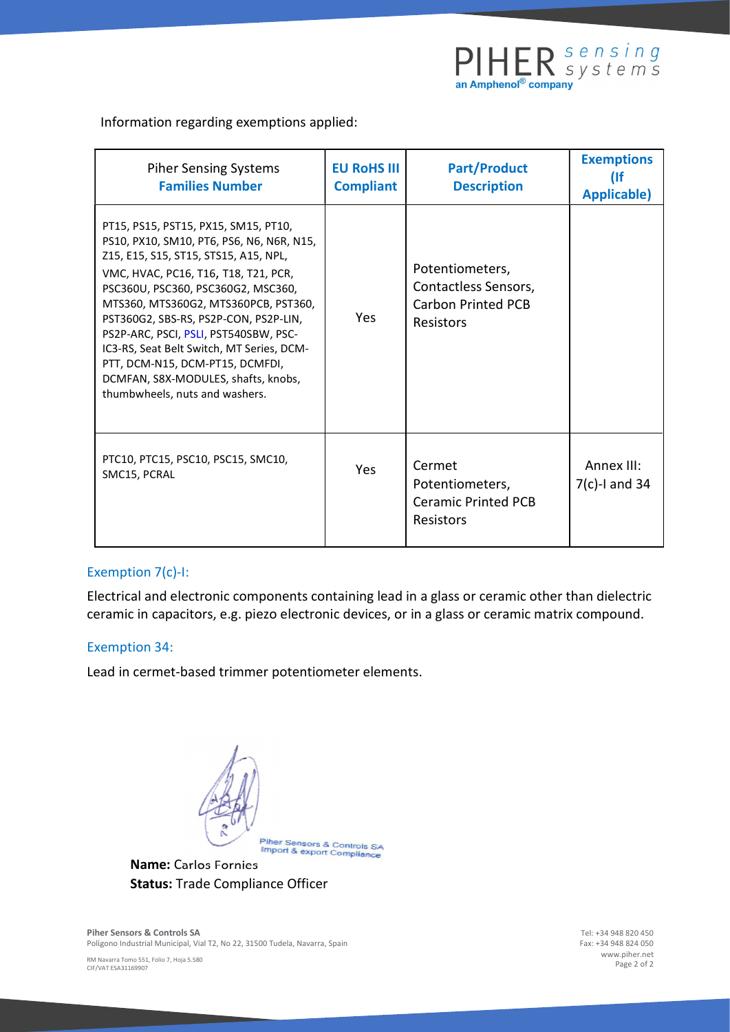Information regarding exemptions applied:

| Piher Sensing Systems **Families Number** | **EU RoHS III Compliant** | **Part/Product Description** | **Exemptions (If Applicable)** |
|---|---|---|---|
| PT15, PS15, PST15, PX15, SM15, PT10, PS10, PX10, SM10, PT6, PS6, N6, N6R, N15, Z15, E15, S15, ST15, STS15, A15, NPL, VMC, HVAC, PC16, T16, T18, T21, PCR, PSC360U, PSC360, PSC360G2, MSC360, MTS360, MTS360G2, MTS360PCB, PST360, PST360G2, SBS-RS, PS2P-CON, PS2P-LIN, PS2P-ARC, PSCI, PSLI, PST540SBW, PSC-IC3-RS, Seat Belt Switch, MT Series, DCM-PTT, DCM-N15, DCM-PT15, DCMFDI, DCMFAN, S8X-MODULES, shafts, knobs, thumbwheels, nuts and washers. | Yes | Potentiometers, Contactless Sensors, Carbon Printed PCB Resistors | |
| PTC10, PTC15, PSC10, PSC15, SMC10, SMC15, PCRAL | Yes | Cermet Potentiometers, Ceramic Printed PCB Resistors | Annex III: 7(c)-I and 34 |

### Exemption 7(c)-I:

Electrical and electronic components containing lead in a glass or ceramic other than dielectric ceramic in capacitors, e.g. piezo electronic devices, or in a glass or ceramic matrix compound.

### Exemption 34:

Lead in cermet-based trimmer potentiometer elements.

Piher Sensors & Controls SA
Import & export Compliance

**Name:** Carlos Fornies
**Status:** Trade Compliance Officer

**Piher Sensors & Controls SA**
Polígono Industrial Municipal, Vial T2, No 22, 31500 Tudela, Navarra, Spain

RM Navarra Tomo 551, Folio 7, Hoja 5.580
CIF/VAT ESA31169907

Tel: +34 948 820 450
Fax: +34 948 824 050
www.piher.net